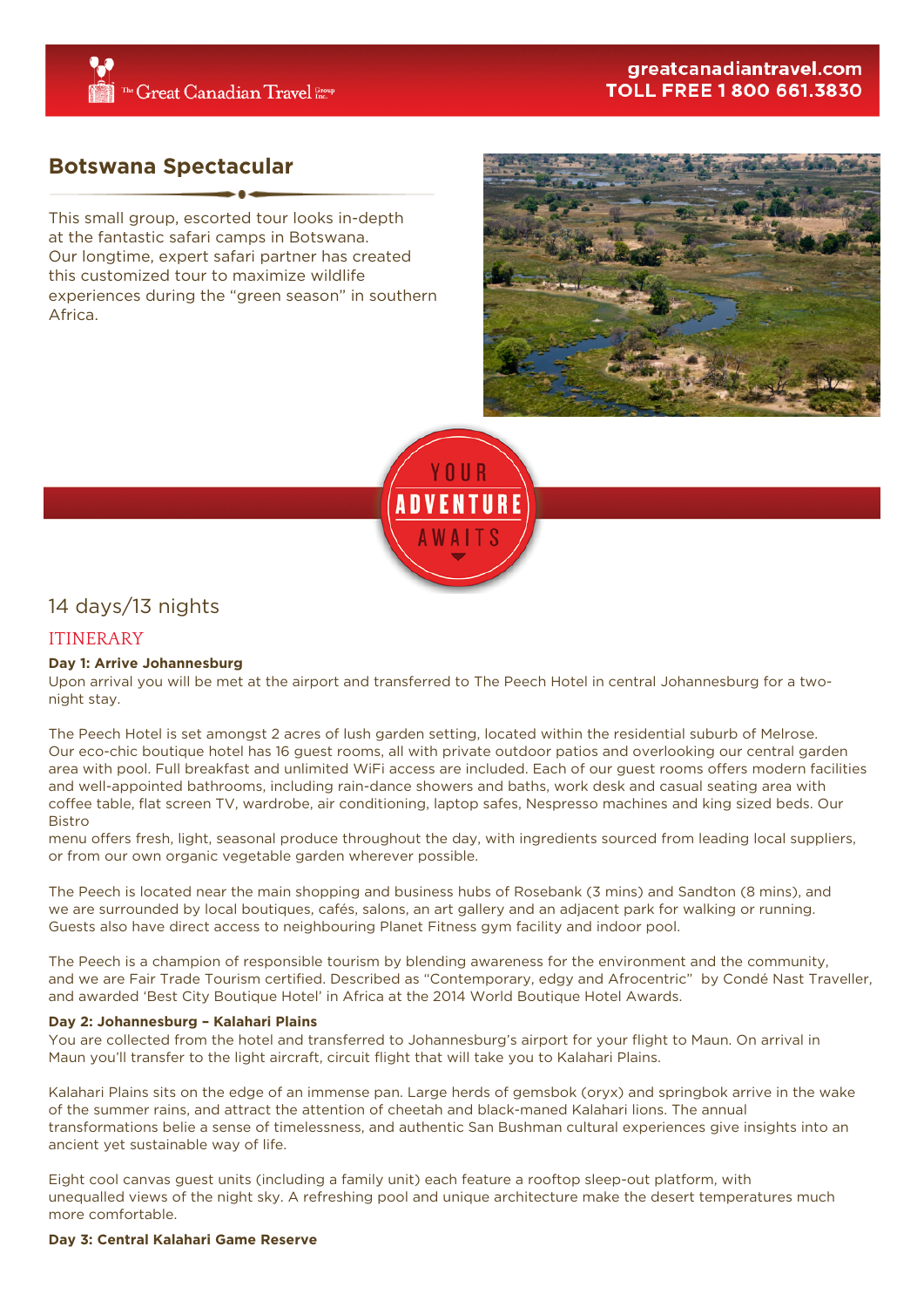greatcanadiantravel.com
TOLL FREE 1 800 661.3830

# Botswana Spectacular

This small group, escorted tour looks in-depth at the fantastic safari camps in Botswana. Our longtime, expert safari partner has created this customized tour to maximize wildlife experiences during the "green season" in southern Africa.

YOUR ADVENTURE AWAITS

14 days/13 nights

## ITINERARY

**Day 1: Arrive Johannesburg**

Upon arrival you will be met at the airport and transferred to The Peech Hotel in central Johannesburg for a two-night stay.

The Peech Hotel is set amongst 2 acres of lush garden setting, located within the residential suburb of Melrose. Our eco-chic boutique hotel has 16 guest rooms, all with private outdoor patios and overlooking our central garden area with pool. Full breakfast and unlimited WiFi access are included. Each of our guest rooms offers modern facilities and well-appointed bathrooms, including rain-dance showers and baths, work desk and casual seating area with coffee table, flat screen TV, wardrobe, air conditioning, laptop safes, Nespresso machines and king sized beds. Our Bistro menu offers fresh, light, seasonal produce throughout the day, with ingredients sourced from leading local suppliers, or from our own organic vegetable garden wherever possible.

The Peech is located near the main shopping and business hubs of Rosebank (3 mins) and Sandton (8 mins), and we are surrounded by local boutiques, cafés, salons, an art gallery and an adjacent park for walking or running. Guests also have direct access to neighbouring Planet Fitness gym facility and indoor pool.

The Peech is a champion of responsible tourism by blending awareness for the environment and the community, and we are Fair Trade Tourism certified. Described as "Contemporary, edgy and Afrocentric" by Condé Nast Traveller, and awarded 'Best City Boutique Hotel' in Africa at the 2014 World Boutique Hotel Awards.

**Day 2: Johannesburg – Kalahari Plains**

You are collected from the hotel and transferred to Johannesburg's airport for your flight to Maun. On arrival in Maun you'll transfer to the light aircraft, circuit flight that will take you to Kalahari Plains.

Kalahari Plains sits on the edge of an immense pan. Large herds of gemsbok (oryx) and springbok arrive in the wake of the summer rains, and attract the attention of cheetah and black-maned Kalahari lions. The annual transformations belie a sense of timelessness, and authentic San Bushman cultural experiences give insights into an ancient yet sustainable way of life.

Eight cool canvas guest units (including a family unit) each feature a rooftop sleep-out platform, with unequalled views of the night sky. A refreshing pool and unique architecture make the desert temperatures much more comfortable.

**Day 3: Central Kalahari Game Reserve**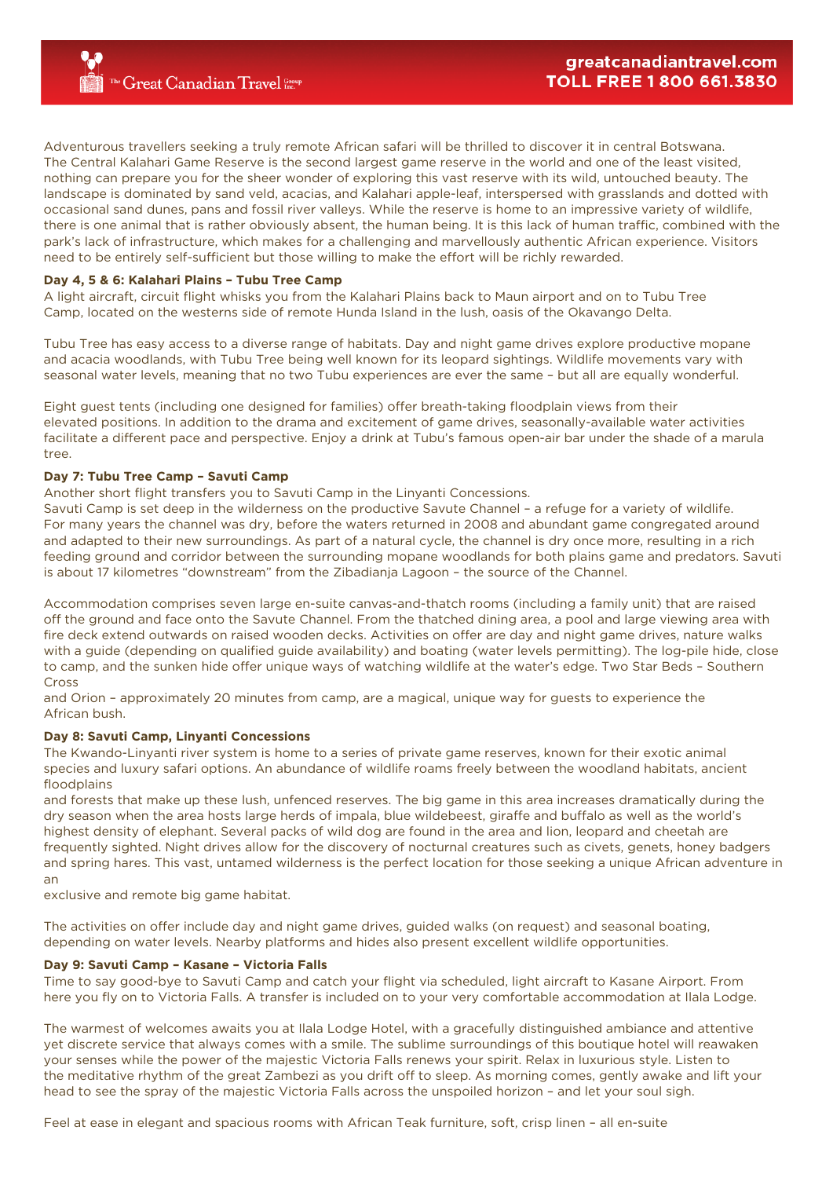Adventurous travellers seeking a truly remote African safari will be thrilled to discover it in central Botswana. The Central Kalahari Game Reserve is the second largest game reserve in the world and one of the least visited, nothing can prepare you for the sheer wonder of exploring this vast reserve with its wild, untouched beauty. The landscape is dominated by sand veld, acacias, and Kalahari apple-leaf, interspersed with grasslands and dotted with occasional sand dunes, pans and fossil river valleys. While the reserve is home to an impressive variety of wildlife, there is one animal that is rather obviously absent, the human being. It is this lack of human traffic, combined with the park's lack of infrastructure, which makes for a challenging and marvellously authentic African experience. Visitors need to be entirely self-sufficient but those willing to make the effort will be richly rewarded.

**Day 4, 5 & 6: Kalahari Plains – Tubu Tree Camp**

A light aircraft, circuit flight whisks you from the Kalahari Plains back to Maun airport and on to Tubu Tree Camp, located on the westerns side of remote Hunda Island in the lush, oasis of the Okavango Delta.

Tubu Tree has easy access to a diverse range of habitats. Day and night game drives explore productive mopane and acacia woodlands, with Tubu Tree being well known for its leopard sightings. Wildlife movements vary with seasonal water levels, meaning that no two Tubu experiences are ever the same – but all are equally wonderful.

Eight guest tents (including one designed for families) offer breath-taking floodplain views from their elevated positions. In addition to the drama and excitement of game drives, seasonally-available water activities facilitate a different pace and perspective. Enjoy a drink at Tubu's famous open-air bar under the shade of a marula tree.

**Day 7: Tubu Tree Camp – Savuti Camp**

Another short flight transfers you to Savuti Camp in the Linyanti Concessions.

Savuti Camp is set deep in the wilderness on the productive Savute Channel – a refuge for a variety of wildlife. For many years the channel was dry, before the waters returned in 2008 and abundant game congregated around and adapted to their new surroundings. As part of a natural cycle, the channel is dry once more, resulting in a rich feeding ground and corridor between the surrounding mopane woodlands for both plains game and predators. Savuti is about 17 kilometres "downstream" from the Zibadianja Lagoon – the source of the Channel.

Accommodation comprises seven large en-suite canvas-and-thatch rooms (including a family unit) that are raised off the ground and face onto the Savute Channel. From the thatched dining area, a pool and large viewing area with fire deck extend outwards on raised wooden decks. Activities on offer are day and night game drives, nature walks with a guide (depending on qualified guide availability) and boating (water levels permitting). The log-pile hide, close to camp, and the sunken hide offer unique ways of watching wildlife at the water's edge. Two Star Beds – Southern Cross and Orion – approximately 20 minutes from camp, are a magical, unique way for guests to experience the African bush.

**Day 8: Savuti Camp, Linyanti Concessions**

The Kwando-Linyanti river system is home to a series of private game reserves, known for their exotic animal species and luxury safari options. An abundance of wildlife roams freely between the woodland habitats, ancient floodplains and forests that make up these lush, unfenced reserves. The big game in this area increases dramatically during the dry season when the area hosts large herds of impala, blue wildebeest, giraffe and buffalo as well as the world's highest density of elephant. Several packs of wild dog are found in the area and lion, leopard and cheetah are frequently sighted. Night drives allow for the discovery of nocturnal creatures such as civets, genets, honey badgers and spring hares. This vast, untamed wilderness is the perfect location for those seeking a unique African adventure in an exclusive and remote big game habitat.

The activities on offer include day and night game drives, guided walks (on request) and seasonal boating, depending on water levels. Nearby platforms and hides also present excellent wildlife opportunities.

**Day 9: Savuti Camp – Kasane – Victoria Falls**

Time to say good-bye to Savuti Camp and catch your flight via scheduled, light aircraft to Kasane Airport. From here you fly on to Victoria Falls. A transfer is included on to your very comfortable accommodation at Ilala Lodge.

The warmest of welcomes awaits you at Ilala Lodge Hotel, with a gracefully distinguished ambiance and attentive yet discrete service that always comes with a smile. The sublime surroundings of this boutique hotel will reawaken your senses while the power of the majestic Victoria Falls renews your spirit. Relax in luxurious style. Listen to the meditative rhythm of the great Zambezi as you drift off to sleep. As morning comes, gently awake and lift your head to see the spray of the majestic Victoria Falls across the unspoiled horizon – and let your soul sigh.

Feel at ease in elegant and spacious rooms with African Teak furniture, soft, crisp linen – all en-suite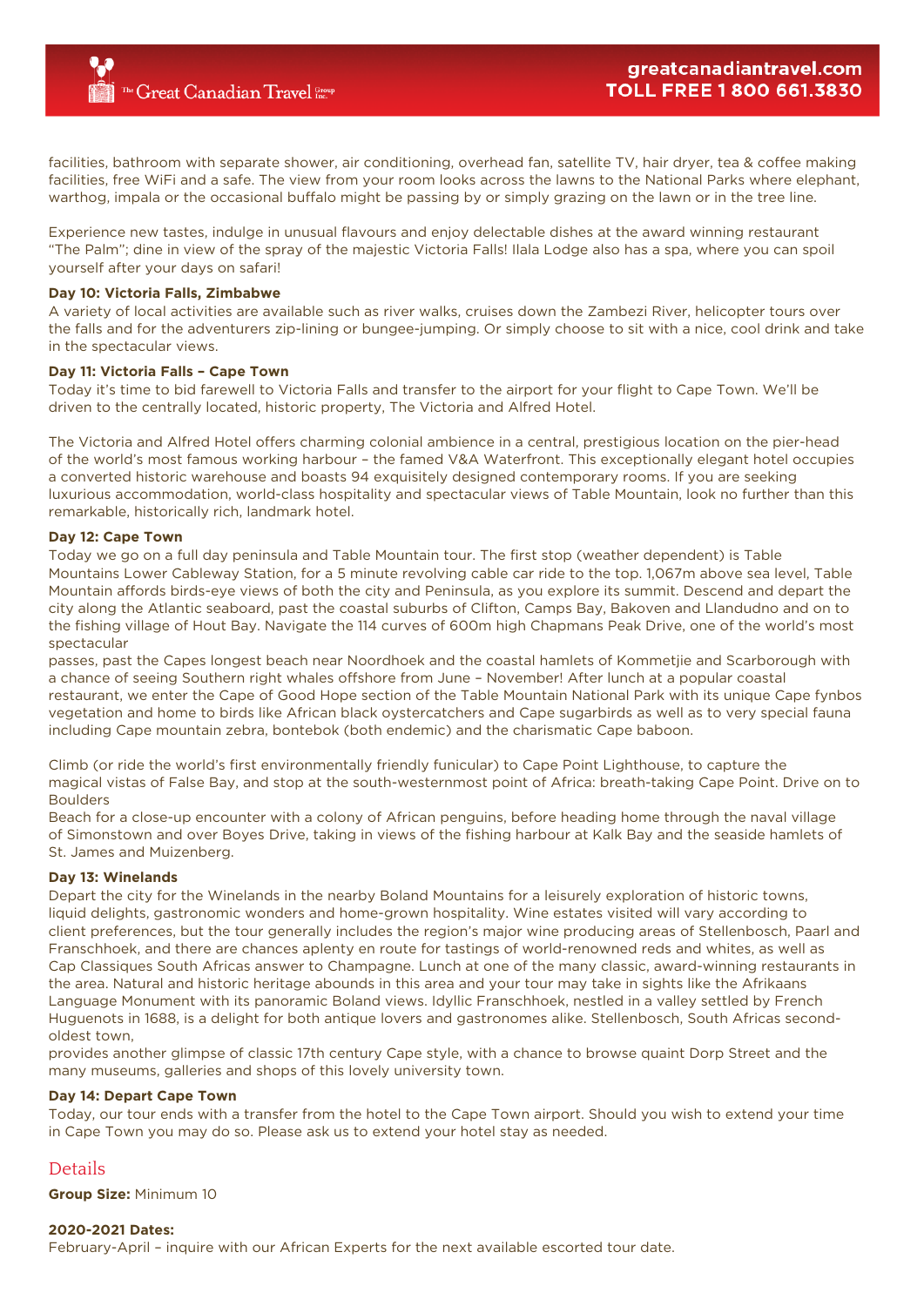facilities, bathroom with separate shower, air conditioning, overhead fan, satellite TV, hair dryer, tea & coffee making facilities, free WiFi and a safe. The view from your room looks across the lawns to the National Parks where elephant, warthog, impala or the occasional buffalo might be passing by or simply grazing on the lawn or in the tree line.

Experience new tastes, indulge in unusual flavours and enjoy delectable dishes at the award winning restaurant "The Palm"; dine in view of the spray of the majestic Victoria Falls! Ilala Lodge also has a spa, where you can spoil yourself after your days on safari!

**Day 10: Victoria Falls, Zimbabwe**
A variety of local activities are available such as river walks, cruises down the Zambezi River, helicopter tours over the falls and for the adventurers zip-lining or bungee-jumping. Or simply choose to sit with a nice, cool drink and take in the spectacular views.

**Day 11: Victoria Falls – Cape Town**
Today it's time to bid farewell to Victoria Falls and transfer to the airport for your flight to Cape Town. We'll be driven to the centrally located, historic property, The Victoria and Alfred Hotel.

The Victoria and Alfred Hotel offers charming colonial ambience in a central, prestigious location on the pier-head of the world's most famous working harbour – the famed V&A Waterfront. This exceptionally elegant hotel occupies a converted historic warehouse and boasts 94 exquisitely designed contemporary rooms. If you are seeking luxurious accommodation, world-class hospitality and spectacular views of Table Mountain, look no further than this remarkable, historically rich, landmark hotel.

**Day 12: Cape Town**
Today we go on a full day peninsula and Table Mountain tour. The first stop (weather dependent) is Table Mountains Lower Cableway Station, for a 5 minute revolving cable car ride to the top. 1,067m above sea level, Table Mountain affords birds-eye views of both the city and Peninsula, as you explore its summit. Descend and depart the city along the Atlantic seaboard, past the coastal suburbs of Clifton, Camps Bay, Bakoven and Llandudno and on to the fishing village of Hout Bay. Navigate the 114 curves of 600m high Chapmans Peak Drive, one of the world's most spectacular passes, past the Capes longest beach near Noordhoek and the coastal hamlets of Kommetjie and Scarborough with a chance of seeing Southern right whales offshore from June – November! After lunch at a popular coastal restaurant, we enter the Cape of Good Hope section of the Table Mountain National Park with its unique Cape fynbos vegetation and home to birds like African black oystercatchers and Cape sugarbirds as well as to very special fauna including Cape mountain zebra, bontebok (both endemic) and the charismatic Cape baboon.

Climb (or ride the world's first environmentally friendly funicular) to Cape Point Lighthouse, to capture the magical vistas of False Bay, and stop at the south-westernmost point of Africa: breath-taking Cape Point. Drive on to Boulders Beach for a close-up encounter with a colony of African penguins, before heading home through the naval village of Simonstown and over Boyes Drive, taking in views of the fishing harbour at Kalk Bay and the seaside hamlets of St. James and Muizenberg.

**Day 13: Winelands**
Depart the city for the Winelands in the nearby Boland Mountains for a leisurely exploration of historic towns, liquid delights, gastronomic wonders and home-grown hospitality. Wine estates visited will vary according to client preferences, but the tour generally includes the region's major wine producing areas of Stellenbosch, Paarl and Franschhoek, and there are chances aplenty en route for tastings of world-renowned reds and whites, as well as Cap Classiques South Africas answer to Champagne. Lunch at one of the many classic, award-winning restaurants in the area. Natural and historic heritage abounds in this area and your tour may take in sights like the Afrikaans Language Monument with its panoramic Boland views. Idyllic Franschhoek, nestled in a valley settled by French Huguenots in 1688, is a delight for both antique lovers and gastronomes alike. Stellenbosch, South Africas second-oldest town, provides another glimpse of classic 17th century Cape style, with a chance to browse quaint Dorp Street and the many museums, galleries and shops of this lovely university town.

**Day 14: Depart Cape Town**
Today, our tour ends with a transfer from the hotel to the Cape Town airport. Should you wish to extend your time in Cape Town you may do so. Please ask us to extend your hotel stay as needed.

## Details

**Group Size:** Minimum 10

**2020-2021 Dates:**
February-April – inquire with our African Experts for the next available escorted tour date.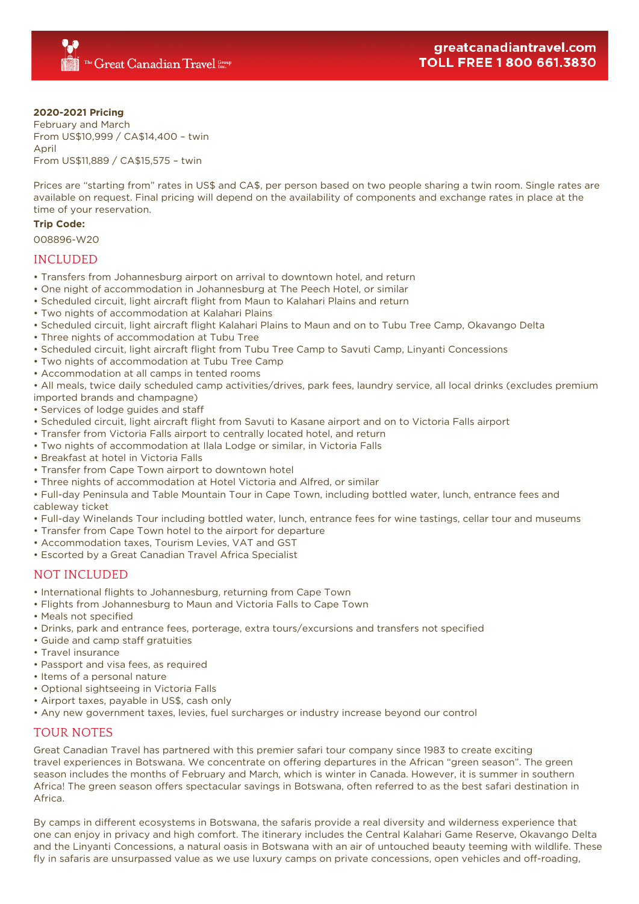**2020-2021 Pricing**
February and March
From US$10,999 / CA$14,400 – twin
April
From US$11,889 / CA$15,575 – twin

Prices are "starting from" rates in US$ and CA$, per person based on two people sharing a twin room. Single rates are available on request. Final pricing will depend on the availability of components and exchange rates in place at the time of your reservation.

**Trip Code:**

008896-W20

## INCLUDED

- Transfers from Johannesburg airport on arrival to downtown hotel, and return
- One night of accommodation in Johannesburg at The Peech Hotel, or similar
- Scheduled circuit, light aircraft flight from Maun to Kalahari Plains and return
- Two nights of accommodation at Kalahari Plains
- Scheduled circuit, light aircraft flight Kalahari Plains to Maun and on to Tubu Tree Camp, Okavango Delta
- Three nights of accommodation at Tubu Tree
- Scheduled circuit, light aircraft flight from Tubu Tree Camp to Savuti Camp, Linyanti Concessions
- Two nights of accommodation at Tubu Tree Camp
- Accommodation at all camps in tented rooms
- All meals, twice daily scheduled camp activities/drives, park fees, laundry service, all local drinks (excludes premium imported brands and champagne)
- Services of lodge guides and staff
- Scheduled circuit, light aircraft flight from Savuti to Kasane airport and on to Victoria Falls airport
- Transfer from Victoria Falls airport to centrally located hotel, and return
- Two nights of accommodation at Ilala Lodge or similar, in Victoria Falls
- Breakfast at hotel in Victoria Falls
- Transfer from Cape Town airport to downtown hotel
- Three nights of accommodation at Hotel Victoria and Alfred, or similar
- Full-day Peninsula and Table Mountain Tour in Cape Town, including bottled water, lunch, entrance fees and cableway ticket
- Full-day Winelands Tour including bottled water, lunch, entrance fees for wine tastings, cellar tour and museums
- Transfer from Cape Town hotel to the airport for departure
- Accommodation taxes, Tourism Levies, VAT and GST
- Escorted by a Great Canadian Travel Africa Specialist

## NOT INCLUDED

- International flights to Johannesburg, returning from Cape Town
- Flights from Johannesburg to Maun and Victoria Falls to Cape Town
- Meals not specified
- Drinks, park and entrance fees, porterage, extra tours/excursions and transfers not specified
- Guide and camp staff gratuities
- Travel insurance
- Passport and visa fees, as required
- Items of a personal nature
- Optional sightseeing in Victoria Falls
- Airport taxes, payable in US$, cash only
- Any new government taxes, levies, fuel surcharges or industry increase beyond our control

## TOUR NOTES

Great Canadian Travel has partnered with this premier safari tour company since 1983 to create exciting travel experiences in Botswana. We concentrate on offering departures in the African "green season". The green season includes the months of February and March, which is winter in Canada. However, it is summer in southern Africa! The green season offers spectacular savings in Botswana, often referred to as the best safari destination in Africa.

By camps in different ecosystems in Botswana, the safaris provide a real diversity and wilderness experience that one can enjoy in privacy and high comfort. The itinerary includes the Central Kalahari Game Reserve, Okavango Delta and the Linyanti Concessions, a natural oasis in Botswana with an air of untouched beauty teeming with wildlife. These fly in safaris are unsurpassed value as we use luxury camps on private concessions, open vehicles and off-roading,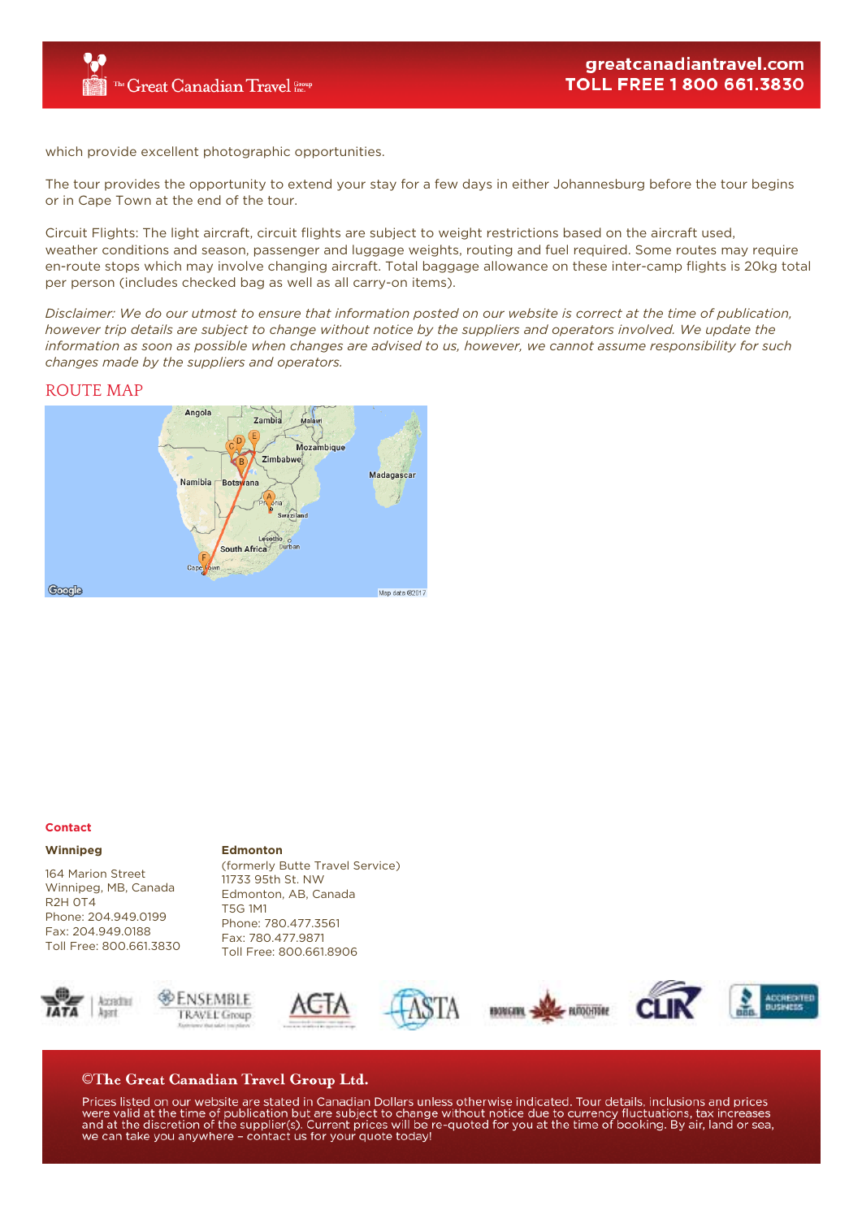which provide excellent photographic opportunities.

The tour provides the opportunity to extend your stay for a few days in either Johannesburg before the tour begins or in Cape Town at the end of the tour.

Circuit Flights: The light aircraft, circuit flights are subject to weight restrictions based on the aircraft used, weather conditions and season, passenger and luggage weights, routing and fuel required. Some routes may require en-route stops which may involve changing aircraft. Total baggage allowance on these inter-camp flights is 20kg total per person (includes checked bag as well as all carry-on items).

*Disclaimer: We do our utmost to ensure that information posted on our website is correct at the time of publication, however trip details are subject to change without notice by the suppliers and operators involved. We update the information as soon as possible when changes are advised to us, however, we cannot assume responsibility for such changes made by the suppliers and operators.*

## ROUTE MAP

Angola
Zambia
Malawi
Mozambique
Zimbabwe
Madagascar
Namibia
Botswana
Pretoria
Swaziland
Lesotho
Durban
South Africa
Cape Town
A
B
C
D
E
F
Google
Map data ©2017

**Contact**

**Winnipeg**

164 Marion Street
Winnipeg, MB, Canada
R2H 0T4
Phone: 204.949.0199
Fax: 204.949.0188
Toll Free: 800.661.3830

**Edmonton**

(formerly Butte Travel Service)
11733 95th St. NW
Edmonton, AB, Canada
T5G 1M1
Phone: 780.477.3561
Fax: 780.477.9871
Toll Free: 800.661.8906

**©The Great Canadian Travel Group Ltd.**

Prices listed on our website are stated in Canadian Dollars unless otherwise indicated. Tour details, inclusions and prices were valid at the time of publication but are subject to change without notice due to currency fluctuations, tax increases and at the discretion of the supplier(s). Current prices will be re-quoted for you at the time of booking. By air, land or sea, we can take you anywhere – contact us for your quote today!